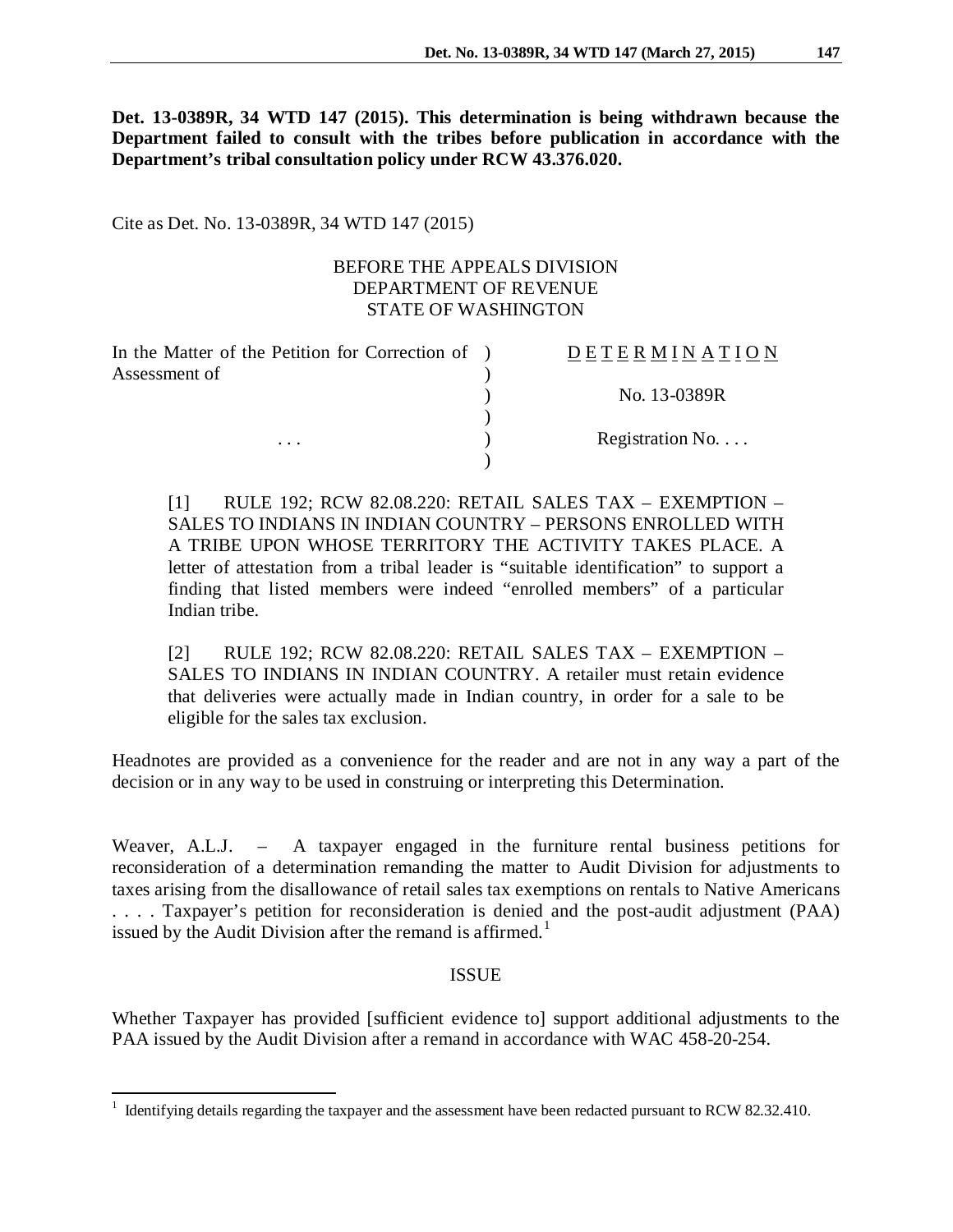**Det. 13-0389R, 34 WTD 147 (2015). This determination is being withdrawn because the Department failed to consult with the tribes before publication in accordance with the Department's tribal consultation policy under RCW 43.376.020.**

Cite as Det. No. 13-0389R, 34 WTD 147 (2015)

BEFORE THE APPEALS DIVISION
DEPARTMENT OF REVENUE
STATE OF WASHINGTON

| In the Matter of the Petition for Correction of Assessment of | ) | DETERMINATION |
|---|---|---|
| | ) | No. 13-0389R |
| . . . | ) | Registration No. . . . |

> [1] RULE 192; RCW 82.08.220: RETAIL SALES TAX – EXEMPTION – SALES TO INDIANS IN INDIAN COUNTRY – PERSONS ENROLLED WITH A TRIBE UPON WHOSE TERRITORY THE ACTIVITY TAKES PLACE. A letter of attestation from a tribal leader is "suitable identification" to support a finding that listed members were indeed "enrolled members" of a particular Indian tribe.
>
> [2] RULE 192; RCW 82.08.220: RETAIL SALES TAX – EXEMPTION – SALES TO INDIANS IN INDIAN COUNTRY. A retailer must retain evidence that deliveries were actually made in Indian country, in order for a sale to be eligible for the sales tax exclusion.

Headnotes are provided as a convenience for the reader and are not in any way a part of the decision or in any way to be used in construing or interpreting this Determination.

Weaver, A.L.J. – A taxpayer engaged in the furniture rental business petitions for reconsideration of a determination remanding the matter to Audit Division for adjustments to taxes arising from the disallowance of retail sales tax exemptions on rentals to Native Americans . . . . Taxpayer's petition for reconsideration is denied and the post-audit adjustment (PAA) issued by the Audit Division after the remand is affirmed.[1]

## ISSUE

Whether Taxpayer has provided [sufficient evidence to] support additional adjustments to the PAA issued by the Audit Division after a remand in accordance with WAC 458-20-254.

---

[1] Identifying details regarding the taxpayer and the assessment have been redacted pursuant to RCW 82.32.410.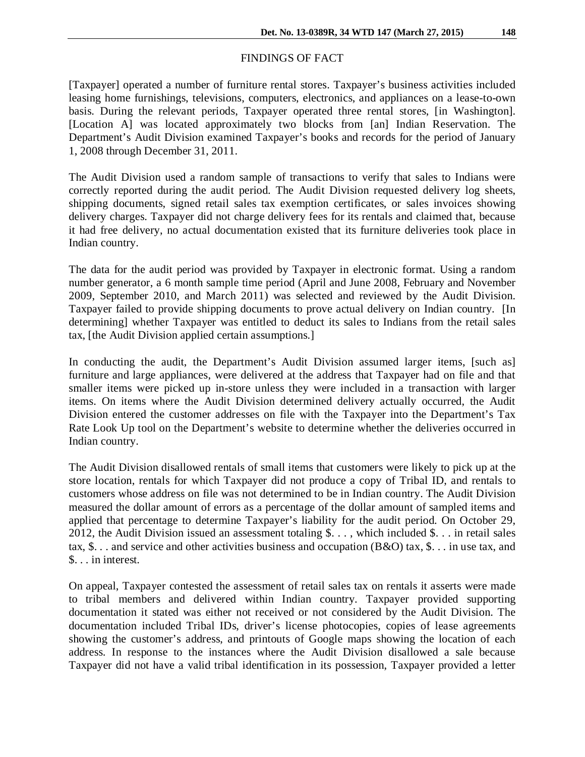## FINDINGS OF FACT

[Taxpayer] operated a number of furniture rental stores. Taxpayer's business activities included leasing home furnishings, televisions, computers, electronics, and appliances on a lease-to-own basis. During the relevant periods, Taxpayer operated three rental stores, [in Washington]. [Location A] was located approximately two blocks from [an] Indian Reservation. The Department's Audit Division examined Taxpayer's books and records for the period of January 1, 2008 through December 31, 2011.

The Audit Division used a random sample of transactions to verify that sales to Indians were correctly reported during the audit period. The Audit Division requested delivery log sheets, shipping documents, signed retail sales tax exemption certificates, or sales invoices showing delivery charges. Taxpayer did not charge delivery fees for its rentals and claimed that, because it had free delivery, no actual documentation existed that its furniture deliveries took place in Indian country.

The data for the audit period was provided by Taxpayer in electronic format. Using a random number generator, a 6 month sample time period (April and June 2008, February and November 2009, September 2010, and March 2011) was selected and reviewed by the Audit Division. Taxpayer failed to provide shipping documents to prove actual delivery on Indian country. [In determining] whether Taxpayer was entitled to deduct its sales to Indians from the retail sales tax, [the Audit Division applied certain assumptions.]

In conducting the audit, the Department's Audit Division assumed larger items, [such as] furniture and large appliances, were delivered at the address that Taxpayer had on file and that smaller items were picked up in-store unless they were included in a transaction with larger items. On items where the Audit Division determined delivery actually occurred, the Audit Division entered the customer addresses on file with the Taxpayer into the Department's Tax Rate Look Up tool on the Department's website to determine whether the deliveries occurred in Indian country.

The Audit Division disallowed rentals of small items that customers were likely to pick up at the store location, rentals for which Taxpayer did not produce a copy of Tribal ID, and rentals to customers whose address on file was not determined to be in Indian country. The Audit Division measured the dollar amount of errors as a percentage of the dollar amount of sampled items and applied that percentage to determine Taxpayer's liability for the audit period. On October 29, 2012, the Audit Division issued an assessment totaling $. . . , which included $. . . in retail sales tax, $. . . and service and other activities business and occupation (B&O) tax, $. . . in use tax, and $. . . in interest.

On appeal, Taxpayer contested the assessment of retail sales tax on rentals it asserts were made to tribal members and delivered within Indian country. Taxpayer provided supporting documentation it stated was either not received or not considered by the Audit Division. The documentation included Tribal IDs, driver's license photocopies, copies of lease agreements showing the customer's address, and printouts of Google maps showing the location of each address. In response to the instances where the Audit Division disallowed a sale because Taxpayer did not have a valid tribal identification in its possession, Taxpayer provided a letter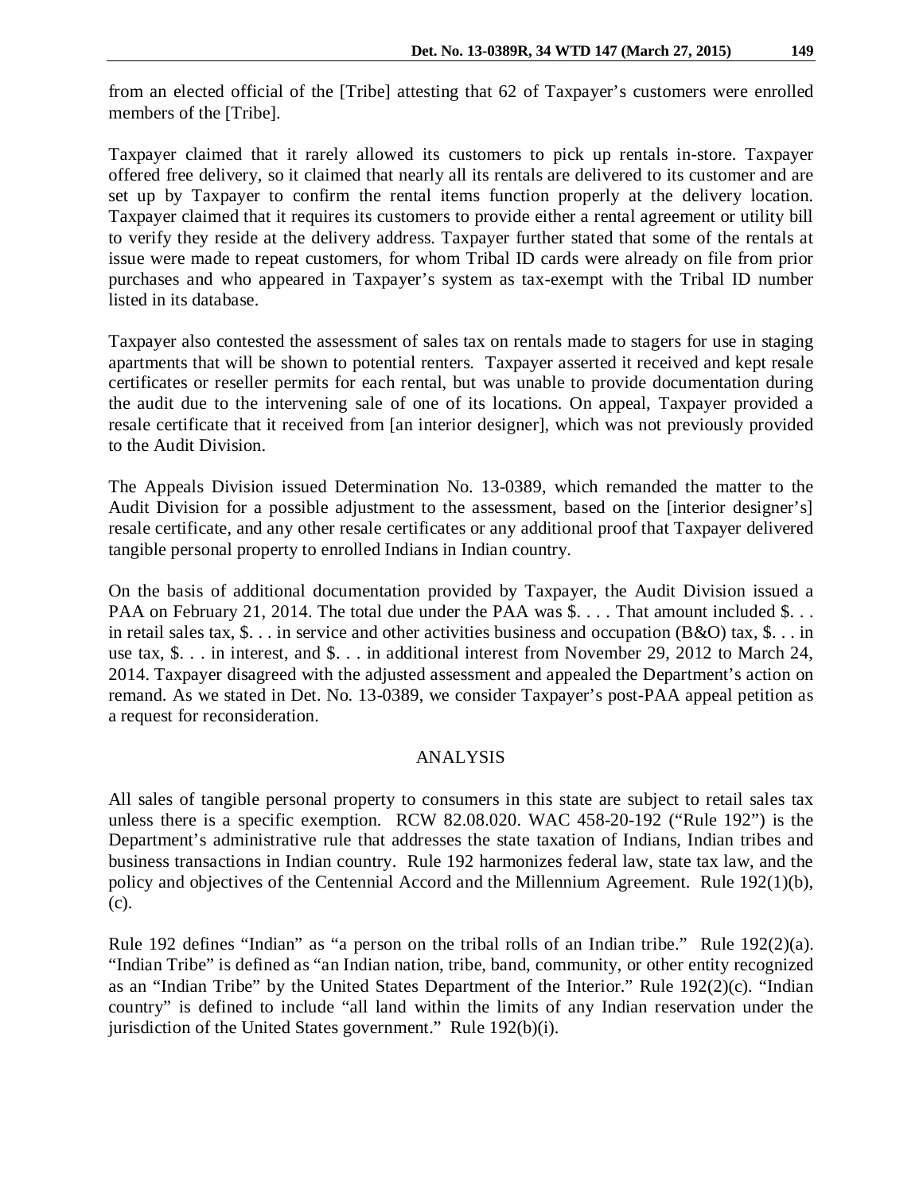from an elected official of the [Tribe] attesting that 62 of Taxpayer's customers were enrolled members of the [Tribe].

Taxpayer claimed that it rarely allowed its customers to pick up rentals in-store. Taxpayer offered free delivery, so it claimed that nearly all its rentals are delivered to its customer and are set up by Taxpayer to confirm the rental items function properly at the delivery location. Taxpayer claimed that it requires its customers to provide either a rental agreement or utility bill to verify they reside at the delivery address. Taxpayer further stated that some of the rentals at issue were made to repeat customers, for whom Tribal ID cards were already on file from prior purchases and who appeared in Taxpayer's system as tax-exempt with the Tribal ID number listed in its database.

Taxpayer also contested the assessment of sales tax on rentals made to stagers for use in staging apartments that will be shown to potential renters. Taxpayer asserted it received and kept resale certificates or reseller permits for each rental, but was unable to provide documentation during the audit due to the intervening sale of one of its locations. On appeal, Taxpayer provided a resale certificate that it received from [an interior designer], which was not previously provided to the Audit Division.

The Appeals Division issued Determination No. 13-0389, which remanded the matter to the Audit Division for a possible adjustment to the assessment, based on the [interior designer's] resale certificate, and any other resale certificates or any additional proof that Taxpayer delivered tangible personal property to enrolled Indians in Indian country.

On the basis of additional documentation provided by Taxpayer, the Audit Division issued a PAA on February 21, 2014. The total due under the PAA was $. . . . That amount included $. . . in retail sales tax, $. . . in service and other activities business and occupation (B&O) tax, $. . . in use tax, $. . . in interest, and $. . . in additional interest from November 29, 2012 to March 24, 2014. Taxpayer disagreed with the adjusted assessment and appealed the Department's action on remand. As we stated in Det. No. 13-0389, we consider Taxpayer's post-PAA appeal petition as a request for reconsideration.

## ANALYSIS

All sales of tangible personal property to consumers in this state are subject to retail sales tax unless there is a specific exemption. RCW 82.08.020. WAC 458-20-192 ("Rule 192") is the Department's administrative rule that addresses the state taxation of Indians, Indian tribes and business transactions in Indian country. Rule 192 harmonizes federal law, state tax law, and the policy and objectives of the Centennial Accord and the Millennium Agreement. Rule 192(1)(b), (c).

Rule 192 defines "Indian" as "a person on the tribal rolls of an Indian tribe." Rule 192(2)(a). "Indian Tribe" is defined as "an Indian nation, tribe, band, community, or other entity recognized as an "Indian Tribe" by the United States Department of the Interior." Rule 192(2)(c). "Indian country" is defined to include "all land within the limits of any Indian reservation under the jurisdiction of the United States government." Rule 192(b)(i).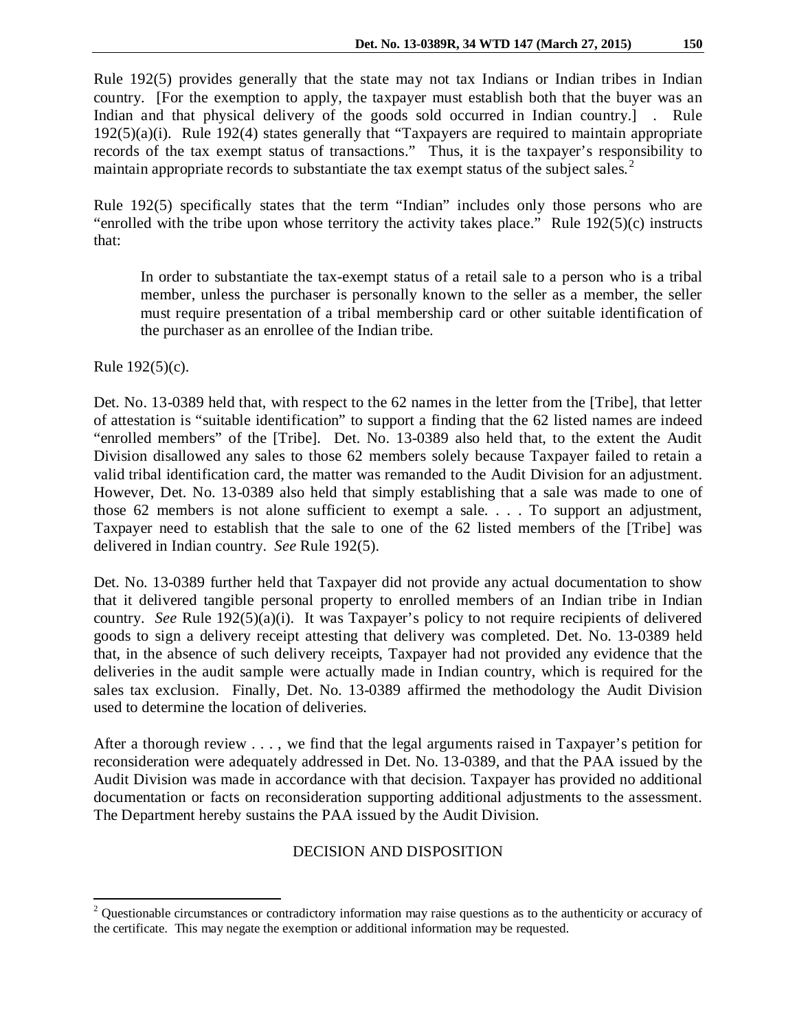Rule 192(5) provides generally that the state may not tax Indians or Indian tribes in Indian country. [For the exemption to apply, the taxpayer must establish both that the buyer was an Indian and that physical delivery of the goods sold occurred in Indian country.] . Rule 192(5)(a)(i). Rule 192(4) states generally that "Taxpayers are required to maintain appropriate records of the tax exempt status of transactions." Thus, it is the taxpayer's responsibility to maintain appropriate records to substantiate the tax exempt status of the subject sales.[2]

Rule 192(5) specifically states that the term "Indian" includes only those persons who are "enrolled with the tribe upon whose territory the activity takes place." Rule 192(5)(c) instructs that:

> In order to substantiate the tax-exempt status of a retail sale to a person who is a tribal member, unless the purchaser is personally known to the seller as a member, the seller must require presentation of a tribal membership card or other suitable identification of the purchaser as an enrollee of the Indian tribe.

Rule 192(5)(c).

Det. No. 13-0389 held that, with respect to the 62 names in the letter from the [Tribe], that letter of attestation is "suitable identification" to support a finding that the 62 listed names are indeed "enrolled members" of the [Tribe]. Det. No. 13-0389 also held that, to the extent the Audit Division disallowed any sales to those 62 members solely because Taxpayer failed to retain a valid tribal identification card, the matter was remanded to the Audit Division for an adjustment. However, Det. No. 13-0389 also held that simply establishing that a sale was made to one of those 62 members is not alone sufficient to exempt a sale. . . . To support an adjustment, Taxpayer need to establish that the sale to one of the 62 listed members of the [Tribe] was delivered in Indian country. *See* Rule 192(5).

Det. No. 13-0389 further held that Taxpayer did not provide any actual documentation to show that it delivered tangible personal property to enrolled members of an Indian tribe in Indian country. *See* Rule 192(5)(a)(i). It was Taxpayer's policy to not require recipients of delivered goods to sign a delivery receipt attesting that delivery was completed. Det. No. 13-0389 held that, in the absence of such delivery receipts, Taxpayer had not provided any evidence that the deliveries in the audit sample were actually made in Indian country, which is required for the sales tax exclusion. Finally, Det. No. 13-0389 affirmed the methodology the Audit Division used to determine the location of deliveries.

After a thorough review . . . , we find that the legal arguments raised in Taxpayer's petition for reconsideration were adequately addressed in Det. No. 13-0389, and that the PAA issued by the Audit Division was made in accordance with that decision. Taxpayer has provided no additional documentation or facts on reconsideration supporting additional adjustments to the assessment. The Department hereby sustains the PAA issued by the Audit Division.

## DECISION AND DISPOSITION

---

[2] Questionable circumstances or contradictory information may raise questions as to the authenticity or accuracy of the certificate. This may negate the exemption or additional information may be requested.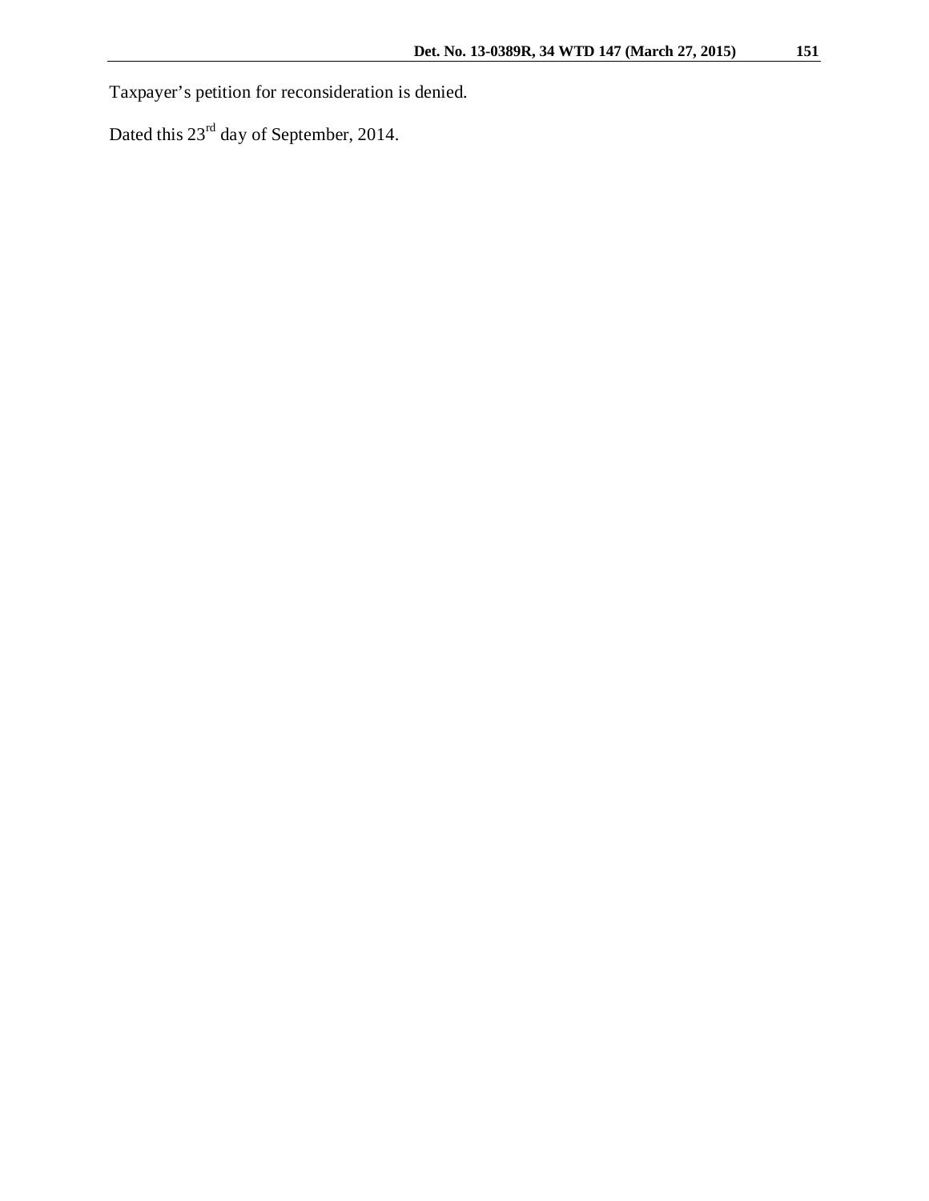Taxpayer's petition for reconsideration is denied.

Dated this 23rd day of September, 2014.